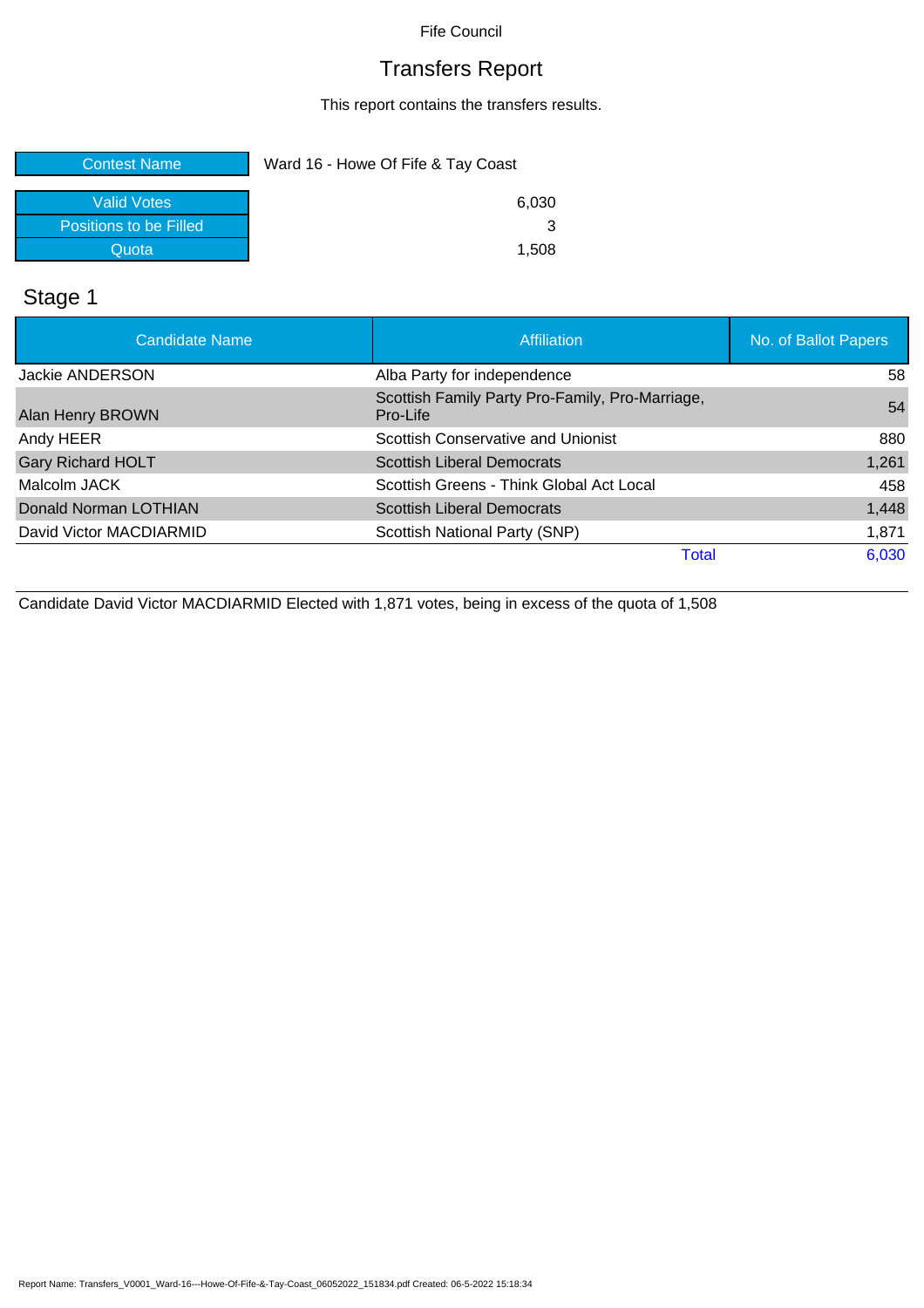Fife Council

# Transfers Report

This report contains the transfers results.

| Contest Name | Ward 16 - Howe Of Fife & Tay Coast |
|---|---|
| Valid Votes | 6,030 |
| Positions to be Filled | 3 |
| Quota | 1,508 |

## Stage 1

| Candidate Name | Affiliation | No. of Ballot Papers |
|---|---|---|
| Jackie ANDERSON | Alba Party for independence | 58 |
| Alan Henry BROWN | Scottish Family Party Pro-Family, Pro-Marriage, Pro-Life | 54 |
| Andy HEER | Scottish Conservative and Unionist | 880 |
| Gary Richard HOLT | Scottish Liberal Democrats | 1,261 |
| Malcolm JACK | Scottish Greens - Think Global Act Local | 458 |
| Donald Norman LOTHIAN | Scottish Liberal Democrats | 1,448 |
| David Victor MACDIARMID | Scottish National Party (SNP) | 1,871 |
| | Total | 6,030 |

Candidate David Victor MACDIARMID Elected with 1,871 votes, being in excess of the quota of 1,508

Report Name: Transfers_V0001_Ward-16---Howe-Of-Fife-&-Tay-Coast_06052022_151834.pdf Created: 06-5-2022 15:18:34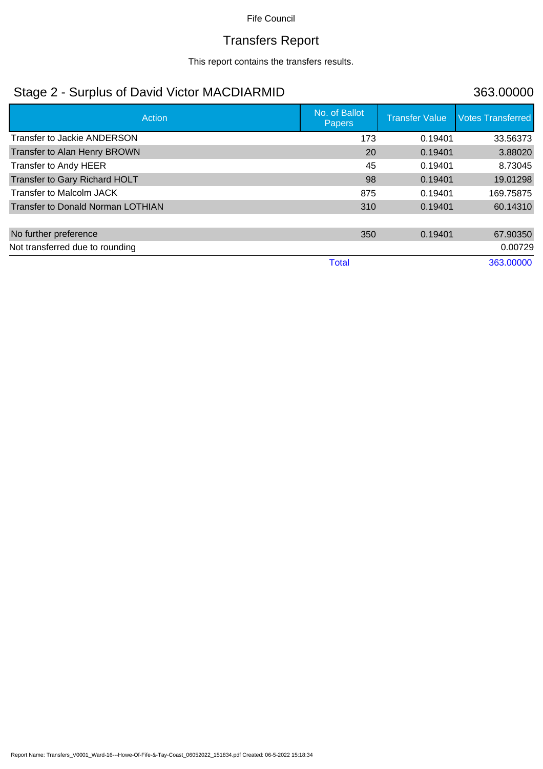Fife Council

# Transfers Report

This report contains the transfers results.

## Stage 2 - Surplus of David Victor MACDIARMID 363.00000

| Action | No. of Ballot Papers | Transfer Value | Votes Transferred |
|---|---|---|---|
| Transfer to Jackie ANDERSON | 173 | 0.19401 | 33.56373 |
| Transfer to Alan Henry BROWN | 20 | 0.19401 | 3.88020 |
| Transfer to Andy HEER | 45 | 0.19401 | 8.73045 |
| Transfer to Gary Richard HOLT | 98 | 0.19401 | 19.01298 |
| Transfer to Malcolm JACK | 875 | 0.19401 | 169.75875 |
| Transfer to Donald Norman LOTHIAN | 310 | 0.19401 | 60.14310 |
| | | | |
| No further preference | 350 | 0.19401 | 67.90350 |
| Not transferred due to rounding | | | 0.00729 |
| | Total | | 363.00000 |

Report Name: Transfers_V0001_Ward-16---Howe-Of-Fife-&-Tay-Coast_06052022_151834.pdf Created: 06-5-2022 15:18:34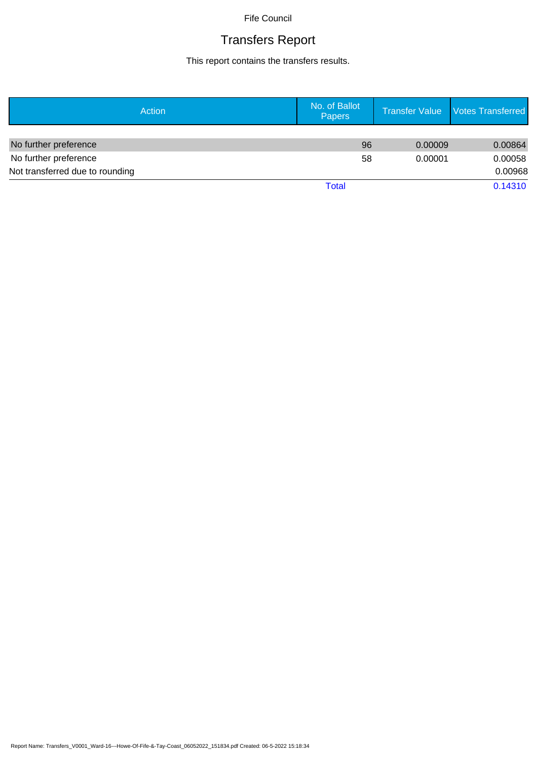Fife Council

# Transfers Report

This report contains the transfers results.

| Action | No. of Ballot Papers | Transfer Value | Votes Transferred |
|---|---|---|---|
| No further preference | 96 | 0.00009 | 0.00864 |
| No further preference | 58 | 0.00001 | 0.00058 |
| Not transferred due to rounding | | | 0.00968 |
| | Total | | 0.14310 |

Report Name: Transfers_V0001_Ward-16---Howe-Of-Fife-&-Tay-Coast_06052022_151834.pdf Created: 06-5-2022 15:18:34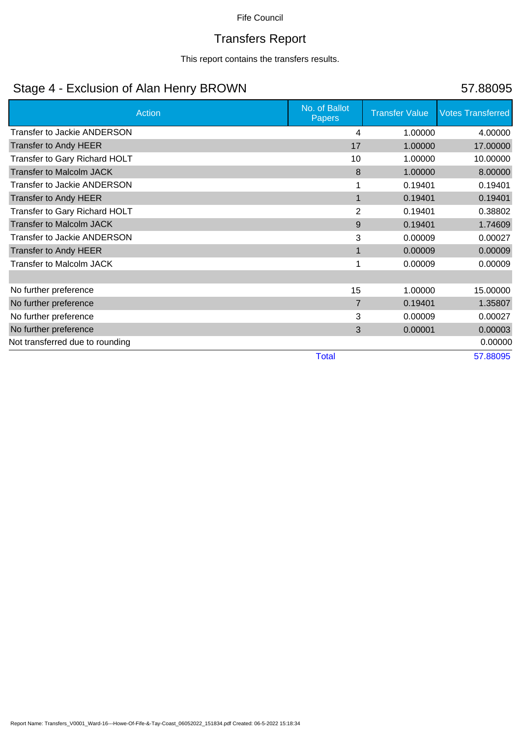Fife Council

# Transfers Report

This report contains the transfers results.

## Stage 4 - Exclusion of Alan Henry BROWN 57.88095

| Action | No. of Ballot Papers | Transfer Value | Votes Transferred |
|---|---|---|---|
| Transfer to Jackie ANDERSON | 4 | 1.00000 | 4.00000 |
| Transfer to Andy HEER | 17 | 1.00000 | 17.00000 |
| Transfer to Gary Richard HOLT | 10 | 1.00000 | 10.00000 |
| Transfer to Malcolm JACK | 8 | 1.00000 | 8.00000 |
| Transfer to Jackie ANDERSON | 1 | 0.19401 | 0.19401 |
| Transfer to Andy HEER | 1 | 0.19401 | 0.19401 |
| Transfer to Gary Richard HOLT | 2 | 0.19401 | 0.38802 |
| Transfer to Malcolm JACK | 9 | 0.19401 | 1.74609 |
| Transfer to Jackie ANDERSON | 3 | 0.00009 | 0.00027 |
| Transfer to Andy HEER | 1 | 0.00009 | 0.00009 |
| Transfer to Malcolm JACK | 1 | 0.00009 | 0.00009 |
| | | | |
| No further preference | 15 | 1.00000 | 15.00000 |
| No further preference | 7 | 0.19401 | 1.35807 |
| No further preference | 3 | 0.00009 | 0.00027 |
| No further preference | 3 | 0.00001 | 0.00003 |
| Not transferred due to rounding | | | 0.00000 |
| | Total | | 57.88095 |

Report Name: Transfers_V0001_Ward-16---Howe-Of-Fife-&-Tay-Coast_06052022_151834.pdf Created: 06-5-2022 15:18:34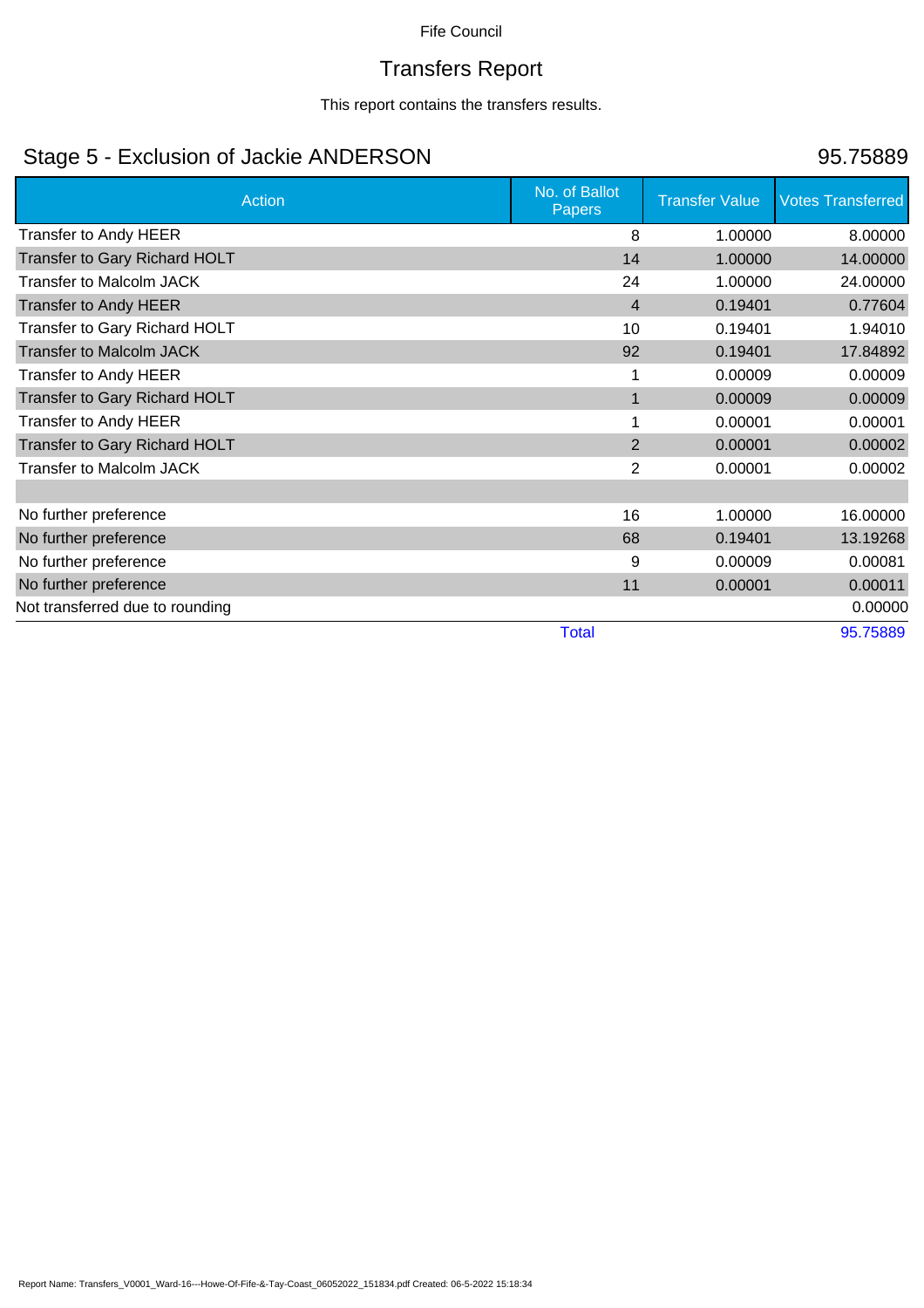Fife Council

# Transfers Report

This report contains the transfers results.

## Stage 5 - Exclusion of Jackie ANDERSON

95.75889

| Action | No. of Ballot Papers | Transfer Value | Votes Transferred |
|---|---|---|---|
| Transfer to Andy HEER | 8 | 1.00000 | 8.00000 |
| Transfer to Gary Richard HOLT | 14 | 1.00000 | 14.00000 |
| Transfer to Malcolm JACK | 24 | 1.00000 | 24.00000 |
| Transfer to Andy HEER | 4 | 0.19401 | 0.77604 |
| Transfer to Gary Richard HOLT | 10 | 0.19401 | 1.94010 |
| Transfer to Malcolm JACK | 92 | 0.19401 | 17.84892 |
| Transfer to Andy HEER | 1 | 0.00009 | 0.00009 |
| Transfer to Gary Richard HOLT | 1 | 0.00009 | 0.00009 |
| Transfer to Andy HEER | 1 | 0.00001 | 0.00001 |
| Transfer to Gary Richard HOLT | 2 | 0.00001 | 0.00002 |
| Transfer to Malcolm JACK | 2 | 0.00001 | 0.00002 |
| | | | |
| No further preference | 16 | 1.00000 | 16.00000 |
| No further preference | 68 | 0.19401 | 13.19268 |
| No further preference | 9 | 0.00009 | 0.00081 |
| No further preference | 11 | 0.00001 | 0.00011 |
| Not transferred due to rounding | | | 0.00000 |
| | Total | | 95.75889 |

Report Name: Transfers_V0001_Ward-16---Howe-Of-Fife-&-Tay-Coast_06052022_151834.pdf Created: 06-5-2022 15:18:34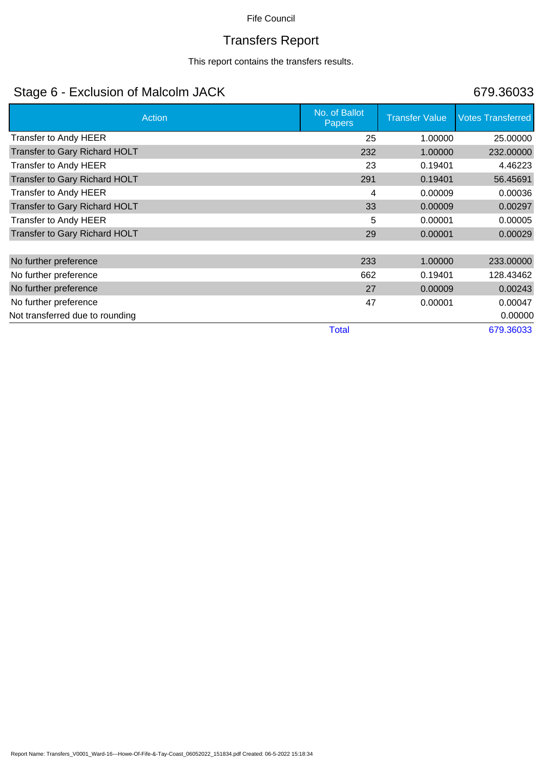Fife Council

# Transfers Report

This report contains the transfers results.

## Stage 6 - Exclusion of Malcolm JACK

679.36033

| Action | No. of Ballot Papers | Transfer Value | Votes Transferred |
|---|---|---|---|
| Transfer to Andy HEER | 25 | 1.00000 | 25.00000 |
| Transfer to Gary Richard HOLT | 232 | 1.00000 | 232.00000 |
| Transfer to Andy HEER | 23 | 0.19401 | 4.46223 |
| Transfer to Gary Richard HOLT | 291 | 0.19401 | 56.45691 |
| Transfer to Andy HEER | 4 | 0.00009 | 0.00036 |
| Transfer to Gary Richard HOLT | 33 | 0.00009 | 0.00297 |
| Transfer to Andy HEER | 5 | 0.00001 | 0.00005 |
| Transfer to Gary Richard HOLT | 29 | 0.00001 | 0.00029 |
| | | | |
| No further preference | 233 | 1.00000 | 233.00000 |
| No further preference | 662 | 0.19401 | 128.43462 |
| No further preference | 27 | 0.00009 | 0.00243 |
| No further preference | 47 | 0.00001 | 0.00047 |
| Not transferred due to rounding | | | 0.00000 |
| | Total | | 679.36033 |

Report Name: Transfers_V0001_Ward-16---Howe-Of-Fife-&-Tay-Coast_06052022_151834.pdf Created: 06-5-2022 15:18:34